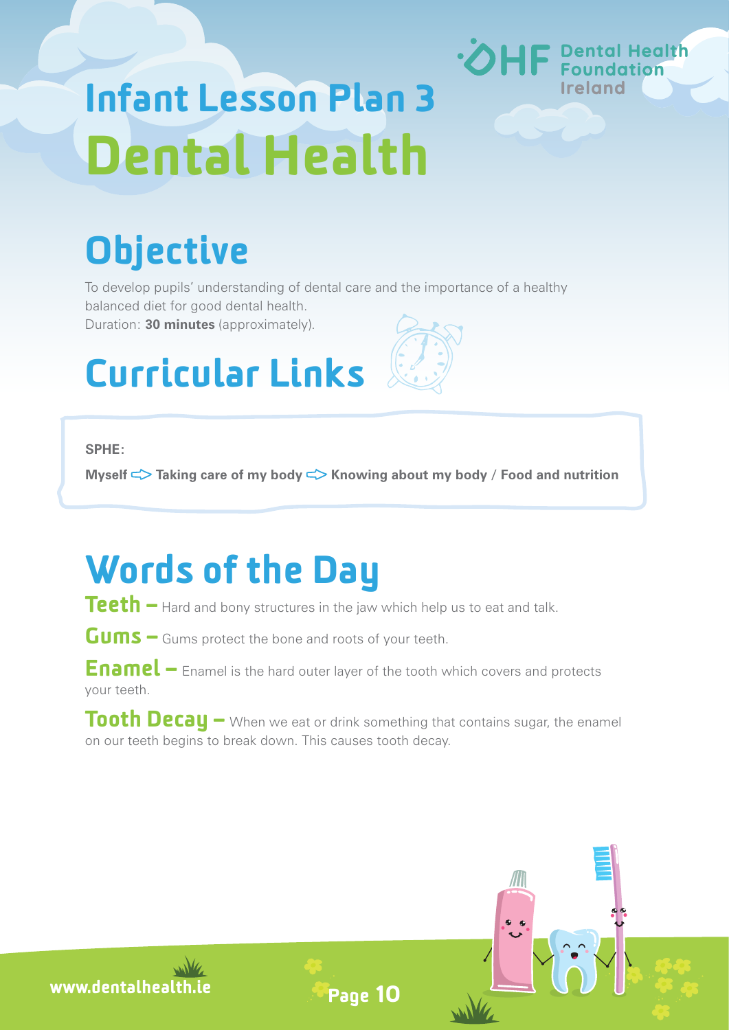# Infant Lesson Plan 3

# Dental Health

## Objective

To develop pupils' understanding of dental care and the importance of a healthy balanced diet for good dental health.
Duration: **30 minutes** (approximately).

## Curricular Links

**SPHE:**

**Myself ⇨ Taking care of my body ⇨ Knowing about my body / Food and nutrition**

## Words of the Day

**Teeth –** Hard and bony structures in the jaw which help us to eat and talk.

**Gums –** Gums protect the bone and roots of your teeth.

**Enamel –** Enamel is the hard outer layer of the tooth which covers and protects your teeth.

**Tooth Decay –** When we eat or drink something that contains sugar, the enamel on our teeth begins to break down. This causes tooth decay.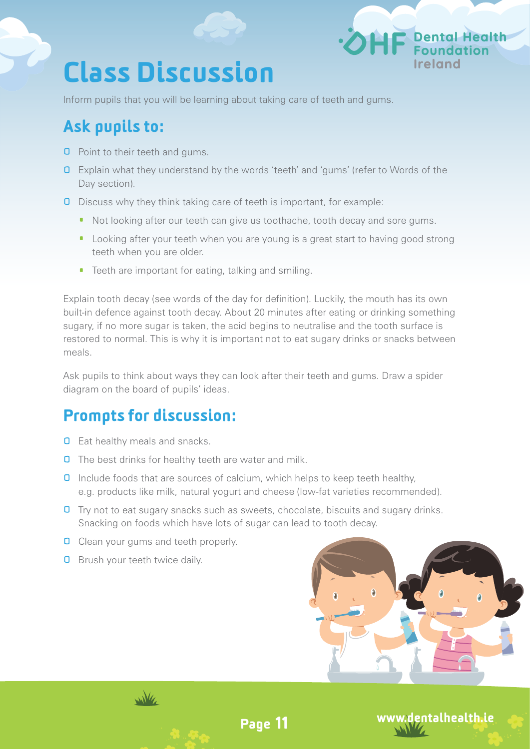# Class Discussion

Inform pupils that you will be learning about taking care of teeth and gums.

## Ask pupils to:

- Point to their teeth and gums.
- Explain what they understand by the words 'teeth' and 'gums' (refer to Words of the Day section).
- Discuss why they think taking care of teeth is important, for example:
  - Not looking after our teeth can give us toothache, tooth decay and sore gums.
  - Looking after your teeth when you are young is a great start to having good strong teeth when you are older.
  - Teeth are important for eating, talking and smiling.

Explain tooth decay (see words of the day for definition). Luckily, the mouth has its own built-in defence against tooth decay. About 20 minutes after eating or drinking something sugary, if no more sugar is taken, the acid begins to neutralise and the tooth surface is restored to normal. This is why it is important not to eat sugary drinks or snacks between meals.

Ask pupils to think about ways they can look after their teeth and gums. Draw a spider diagram on the board of pupils' ideas.

## Prompts for discussion:

- Eat healthy meals and snacks.
- The best drinks for healthy teeth are water and milk.
- Include foods that are sources of calcium, which helps to keep teeth healthy, e.g. products like milk, natural yogurt and cheese (low-fat varieties recommended).
- Try not to eat sugary snacks such as sweets, chocolate, biscuits and sugary drinks. Snacking on foods which have lots of sugar can lead to tooth decay.
- Clean your gums and teeth properly.
- Brush your teeth twice daily.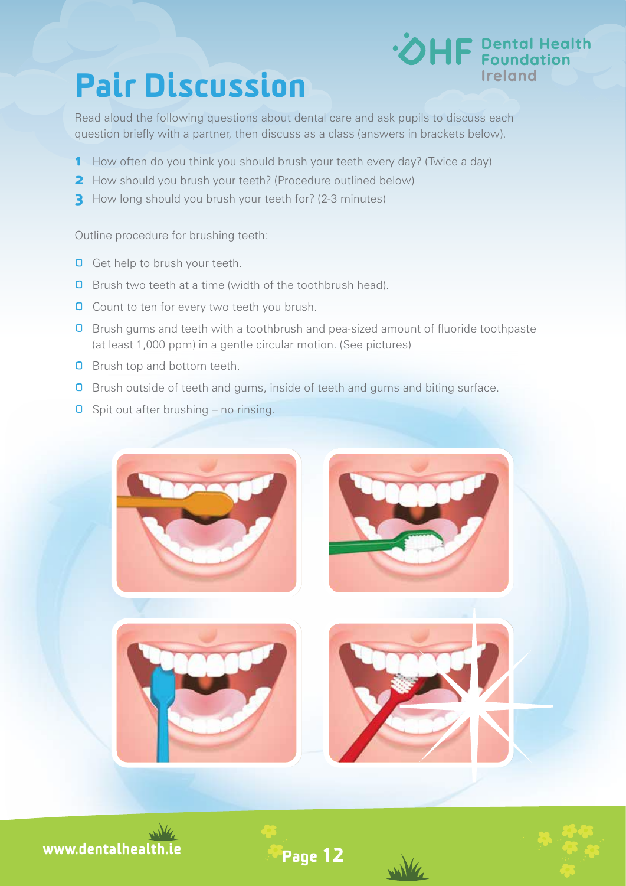# Pair Discussion

Read aloud the following questions about dental care and ask pupils to discuss each question briefly with a partner, then discuss as a class (answers in brackets below).

1. How often do you think you should brush your teeth every day? (Twice a day)
2. How should you brush your teeth? (Procedure outlined below)
3. How long should you brush your teeth for? (2-3 minutes)

Outline procedure for brushing teeth:

- Get help to brush your teeth.
- Brush two teeth at a time (width of the toothbrush head).
- Count to ten for every two teeth you brush.
- Brush gums and teeth with a toothbrush and pea-sized amount of fluoride toothpaste (at least 1,000 ppm) in a gentle circular motion. (See pictures)
- Brush top and bottom teeth.
- Brush outside of teeth and gums, inside of teeth and gums and biting surface.
- Spit out after brushing – no rinsing.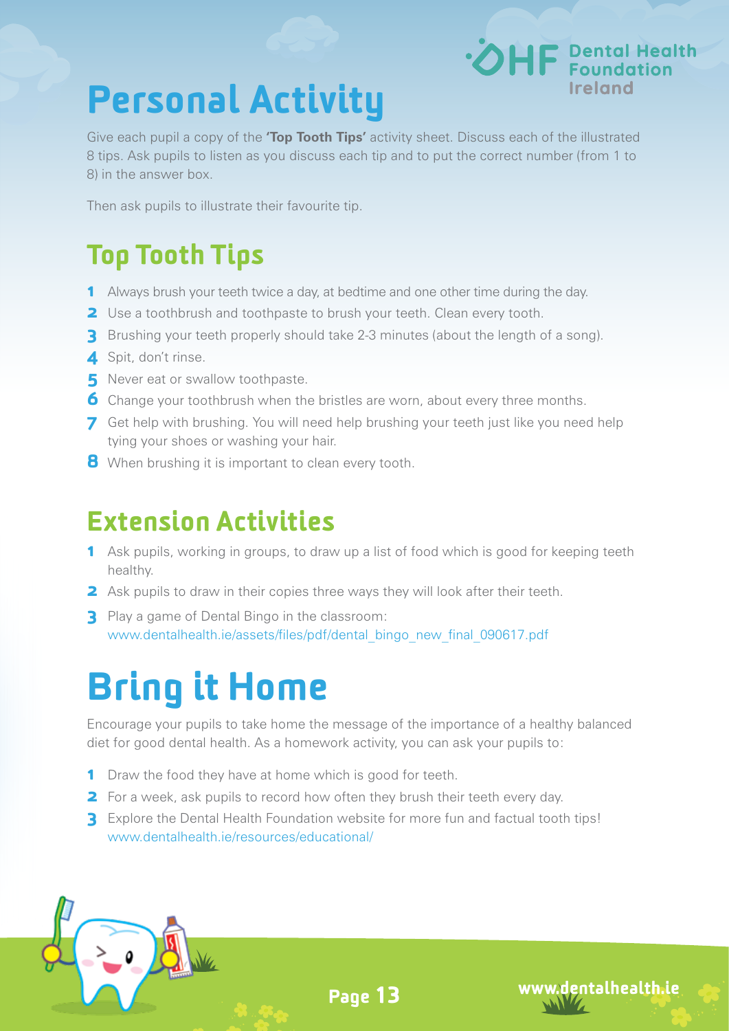# Personal Activity

Give each pupil a copy of the **'Top Tooth Tips'** activity sheet. Discuss each of the illustrated 8 tips. Ask pupils to listen as you discuss each tip and to put the correct number (from 1 to 8) in the answer box.

Then ask pupils to illustrate their favourite tip.

## Top Tooth Tips

1. Always brush your teeth twice a day, at bedtime and one other time during the day.
2. Use a toothbrush and toothpaste to brush your teeth. Clean every tooth.
3. Brushing your teeth properly should take 2-3 minutes (about the length of a song).
4. Spit, don't rinse.
5. Never eat or swallow toothpaste.
6. Change your toothbrush when the bristles are worn, about every three months.
7. Get help with brushing. You will need help brushing your teeth just like you need help tying your shoes or washing your hair.
8. When brushing it is important to clean every tooth.

## Extension Activities

1. Ask pupils, working in groups, to draw up a list of food which is good for keeping teeth healthy.
2. Ask pupils to draw in their copies three ways they will look after their teeth.
3. Play a game of Dental Bingo in the classroom:
   www.dentalhealth.ie/assets/files/pdf/dental_bingo_new_final_090617.pdf

# Bring it Home

Encourage your pupils to take home the message of the importance of a healthy balanced diet for good dental health. As a homework activity, you can ask your pupils to:

1. Draw the food they have at home which is good for teeth.
2. For a week, ask pupils to record how often they brush their teeth every day.
3. Explore the Dental Health Foundation website for more fun and factual tooth tips!
   www.dentalhealth.ie/resources/educational/